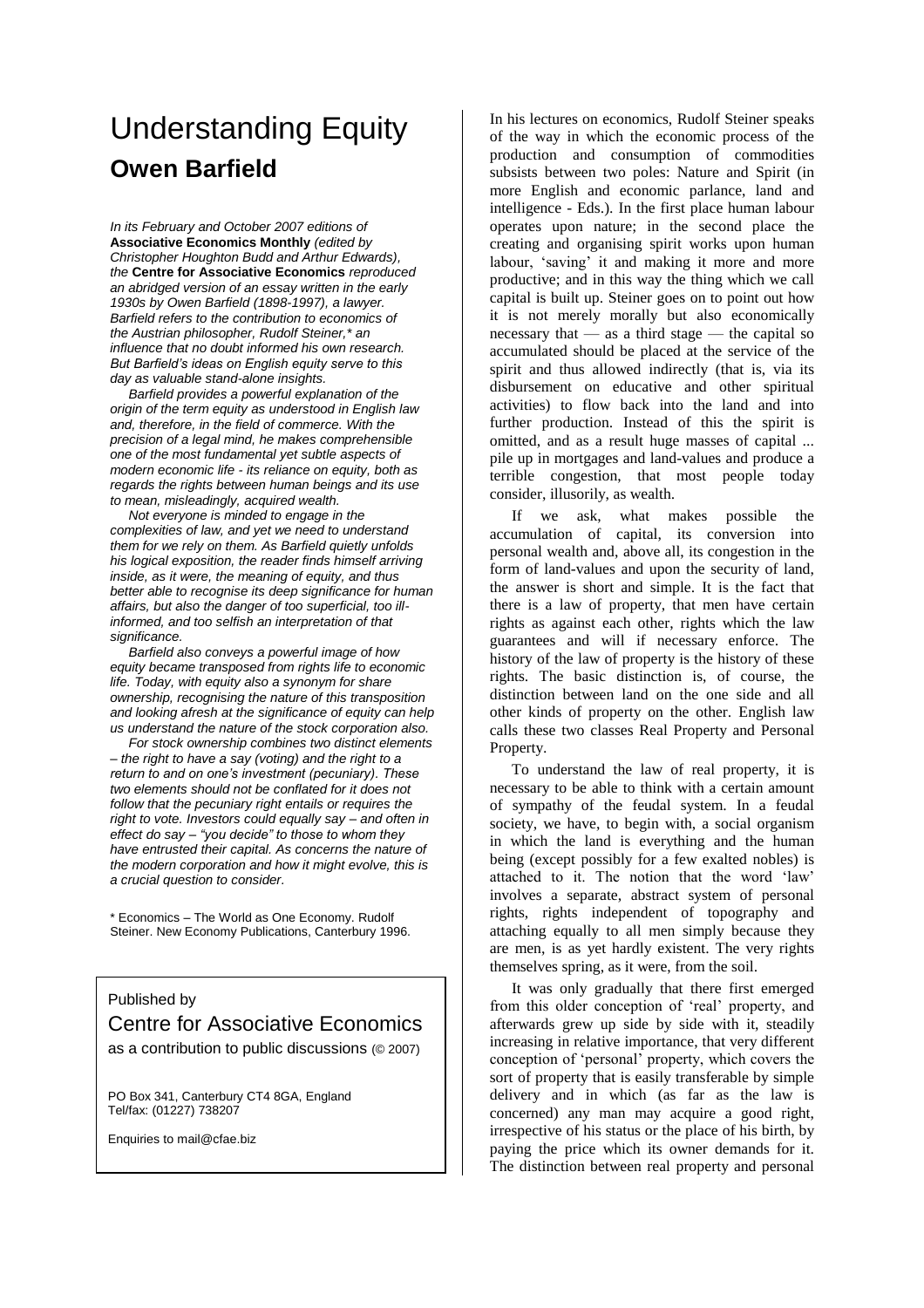# Understanding Equity

## Owen Barfield

*In its February and October 2007 editions of* **Associative Economics Monthly** *(edited by Christopher Houghton Budd and Arthur Edwards), the* **Centre for Associative Economics** *reproduced an abridged version of an essay written in the early 1930s by Owen Barfield (1898-1997), a lawyer. Barfield refers to the contribution to economics of the Austrian philosopher, Rudolf Steiner,\* an influence that no doubt informed his own research. But Barfield's ideas on English equity serve to this day as valuable stand-alone insights.*

*Barfield provides a powerful explanation of the origin of the term equity as understood in English law and, therefore, in the field of commerce. With the precision of a legal mind, he makes comprehensible one of the most fundamental yet subtle aspects of modern economic life - its reliance on equity, both as regards the rights between human beings and its use to mean, misleadingly, acquired wealth.*

*Not everyone is minded to engage in the complexities of law, and yet we need to understand them for we rely on them. As Barfield quietly unfolds his logical exposition, the reader finds himself arriving inside, as it were, the meaning of equity, and thus better able to recognise its deep significance for human affairs, but also the danger of too superficial, too ill-informed, and too selfish an interpretation of that significance.*

*Barfield also conveys a powerful image of how equity became transposed from rights life to economic life. Today, with equity also a synonym for share ownership, recognising the nature of this transposition and looking afresh at the significance of equity can help us understand the nature of the stock corporation also.*

*For stock ownership combines two distinct elements – the right to have a say (voting) and the right to a return to and on one's investment (pecuniary). These two elements should not be conflated for it does not follow that the pecuniary right entails or requires the right to vote. Investors could equally say – and often in effect do say – "you decide" to those to whom they have entrusted their capital. As concerns the nature of the modern corporation and how it might evolve, this is a crucial question to consider.*

\* Economics – The World as One Economy. Rudolf Steiner. New Economy Publications, Canterbury 1996.

Published by

Centre for Associative Economics

as a contribution to public discussions (© 2007)

PO Box 341, Canterbury CT4 8GA, England
Tel/fax: (01227) 738207

Enquiries to mail@cfae.biz

In his lectures on economics, Rudolf Steiner speaks of the way in which the economic process of the production and consumption of commodities subsists between two poles: Nature and Spirit (in more English and economic parlance, land and intelligence - Eds.). In the first place human labour operates upon nature; in the second place the creating and organising spirit works upon human labour, 'saving' it and making it more and more productive; and in this way the thing which we call capital is built up. Steiner goes on to point out how it is not merely morally but also economically necessary that — as a third stage — the capital so accumulated should be placed at the service of the spirit and thus allowed indirectly (that is, via its disbursement on educative and other spiritual activities) to flow back into the land and into further production. Instead of this the spirit is omitted, and as a result huge masses of capital ... pile up in mortgages and land-values and produce a terrible congestion, that most people today consider, illusorily, as wealth.

If we ask, what makes possible the accumulation of capital, its conversion into personal wealth and, above all, its congestion in the form of land-values and upon the security of land, the answer is short and simple. It is the fact that there is a law of property, that men have certain rights as against each other, rights which the law guarantees and will if necessary enforce. The history of the law of property is the history of these rights. The basic distinction is, of course, the distinction between land on the one side and all other kinds of property on the other. English law calls these two classes Real Property and Personal Property.

To understand the law of real property, it is necessary to be able to think with a certain amount of sympathy of the feudal system. In a feudal society, we have, to begin with, a social organism in which the land is everything and the human being (except possibly for a few exalted nobles) is attached to it. The notion that the word 'law' involves a separate, abstract system of personal rights, rights independent of topography and attaching equally to all men simply because they are men, is as yet hardly existent. The very rights themselves spring, as it were, from the soil.

It was only gradually that there first emerged from this older conception of 'real' property, and afterwards grew up side by side with it, steadily increasing in relative importance, that very different conception of 'personal' property, which covers the sort of property that is easily transferable by simple delivery and in which (as far as the law is concerned) any man may acquire a good right, irrespective of his status or the place of his birth, by paying the price which its owner demands for it. The distinction between real property and personal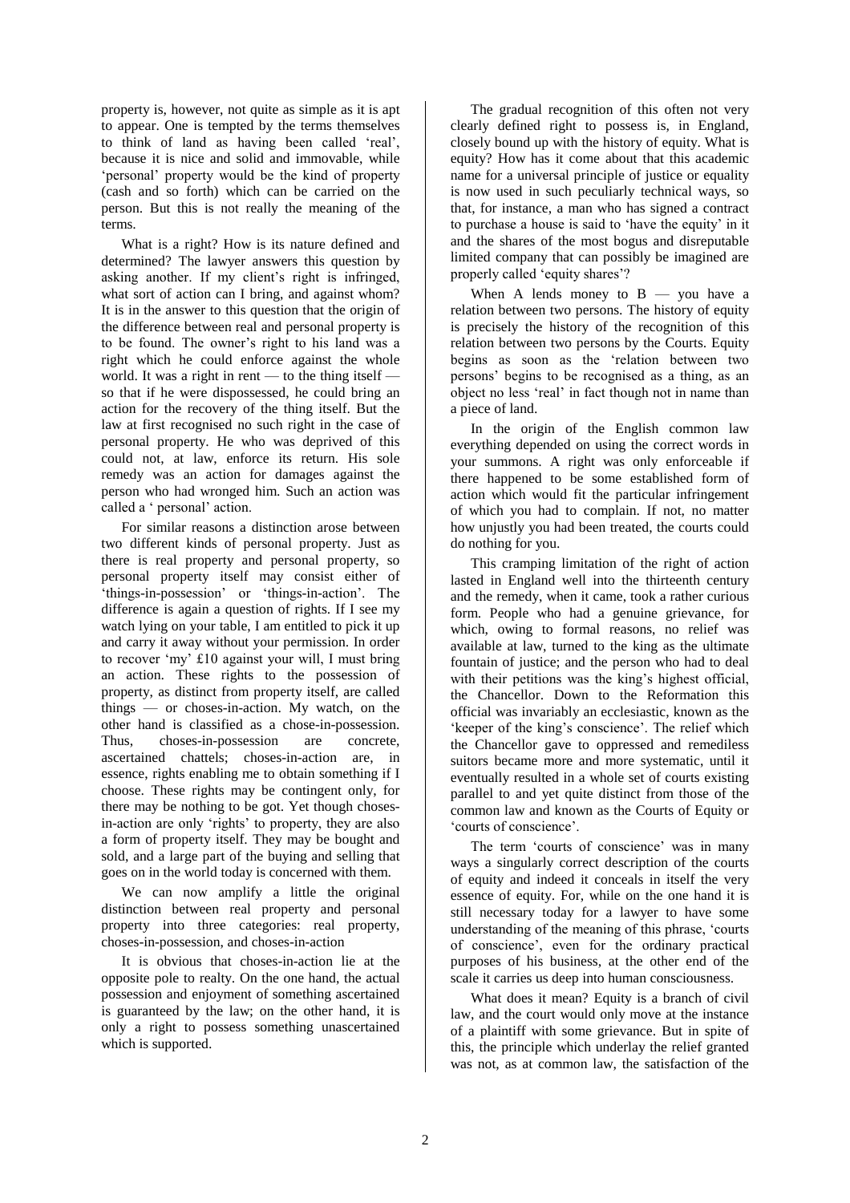property is, however, not quite as simple as it is apt to appear. One is tempted by the terms themselves to think of land as having been called 'real', because it is nice and solid and immovable, while 'personal' property would be the kind of property (cash and so forth) which can be carried on the person. But this is not really the meaning of the terms.

What is a right? How is its nature defined and determined? The lawyer answers this question by asking another. If my client's right is infringed, what sort of action can I bring, and against whom? It is in the answer to this question that the origin of the difference between real and personal property is to be found. The owner's right to his land was a right which he could enforce against the whole world. It was a right in rent — to the thing itself — so that if he were dispossessed, he could bring an action for the recovery of the thing itself. But the law at first recognised no such right in the case of personal property. He who was deprived of this could not, at law, enforce its return. His sole remedy was an action for damages against the person who had wronged him. Such an action was called a ' personal' action.

For similar reasons a distinction arose between two different kinds of personal property. Just as there is real property and personal property, so personal property itself may consist either of 'things-in-possession' or 'things-in-action'. The difference is again a question of rights. If I see my watch lying on your table, I am entitled to pick it up and carry it away without your permission. In order to recover 'my' £10 against your will, I must bring an action. These rights to the possession of property, as distinct from property itself, are called things — or choses-in-action. My watch, on the other hand is classified as a chose-in-possession. Thus, choses-in-possession are concrete, ascertained chattels; choses-in-action are, in essence, rights enabling me to obtain something if I choose. These rights may be contingent only, for there may be nothing to be got. Yet though choses-in-action are only 'rights' to property, they are also a form of property itself. They may be bought and sold, and a large part of the buying and selling that goes on in the world today is concerned with them.

We can now amplify a little the original distinction between real property and personal property into three categories: real property, choses-in-possession, and choses-in-action

It is obvious that choses-in-action lie at the opposite pole to realty. On the one hand, the actual possession and enjoyment of something ascertained is guaranteed by the law; on the other hand, it is only a right to possess something unascertained which is supported.

The gradual recognition of this often not very clearly defined right to possess is, in England, closely bound up with the history of equity. What is equity? How has it come about that this academic name for a universal principle of justice or equality is now used in such peculiarly technical ways, so that, for instance, a man who has signed a contract to purchase a house is said to 'have the equity' in it and the shares of the most bogus and disreputable limited company that can possibly be imagined are properly called 'equity shares'?

When A lends money to B — you have a relation between two persons. The history of equity is precisely the history of the recognition of this relation between two persons by the Courts. Equity begins as soon as the 'relation between two persons' begins to be recognised as a thing, as an object no less 'real' in fact though not in name than a piece of land.

In the origin of the English common law everything depended on using the correct words in your summons. A right was only enforceable if there happened to be some established form of action which would fit the particular infringement of which you had to complain. If not, no matter how unjustly you had been treated, the courts could do nothing for you.

This cramping limitation of the right of action lasted in England well into the thirteenth century and the remedy, when it came, took a rather curious form. People who had a genuine grievance, for which, owing to formal reasons, no relief was available at law, turned to the king as the ultimate fountain of justice; and the person who had to deal with their petitions was the king's highest official, the Chancellor. Down to the Reformation this official was invariably an ecclesiastic, known as the 'keeper of the king's conscience'. The relief which the Chancellor gave to oppressed and remediless suitors became more and more systematic, until it eventually resulted in a whole set of courts existing parallel to and yet quite distinct from those of the common law and known as the Courts of Equity or 'courts of conscience'.

The term 'courts of conscience' was in many ways a singularly correct description of the courts of equity and indeed it conceals in itself the very essence of equity. For, while on the one hand it is still necessary today for a lawyer to have some understanding of the meaning of this phrase, 'courts of conscience', even for the ordinary practical purposes of his business, at the other end of the scale it carries us deep into human consciousness.

What does it mean? Equity is a branch of civil law, and the court would only move at the instance of a plaintiff with some grievance. But in spite of this, the principle which underlay the relief granted was not, as at common law, the satisfaction of the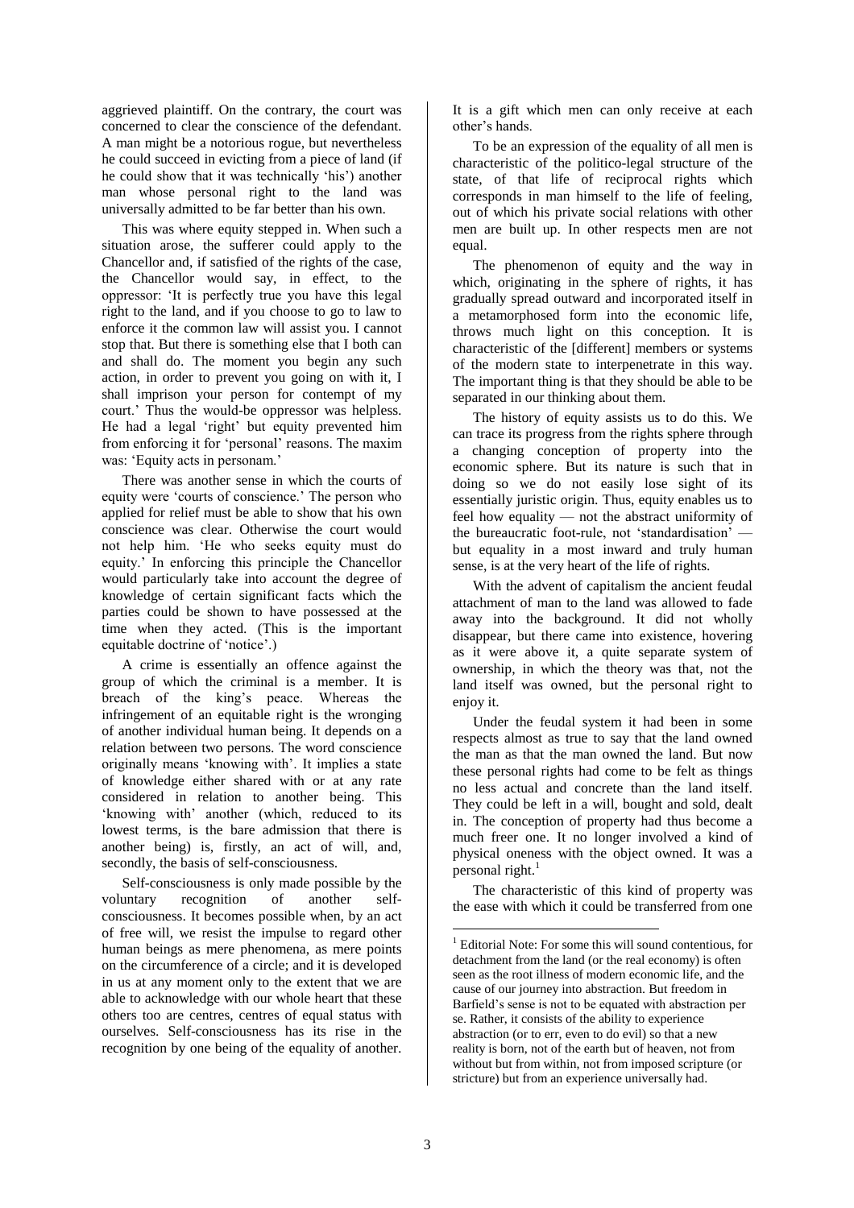aggrieved plaintiff. On the contrary, the court was concerned to clear the conscience of the defendant. A man might be a notorious rogue, but nevertheless he could succeed in evicting from a piece of land (if he could show that it was technically 'his') another man whose personal right to the land was universally admitted to be far better than his own.

This was where equity stepped in. When such a situation arose, the sufferer could apply to the Chancellor and, if satisfied of the rights of the case, the Chancellor would say, in effect, to the oppressor: 'It is perfectly true you have this legal right to the land, and if you choose to go to law to enforce it the common law will assist you. I cannot stop that. But there is something else that I both can and shall do. The moment you begin any such action, in order to prevent you going on with it, I shall imprison your person for contempt of my court.' Thus the would-be oppressor was helpless. He had a legal 'right' but equity prevented him from enforcing it for 'personal' reasons. The maxim was: 'Equity acts in personam.'

There was another sense in which the courts of equity were 'courts of conscience.' The person who applied for relief must be able to show that his own conscience was clear. Otherwise the court would not help him. 'He who seeks equity must do equity.' In enforcing this principle the Chancellor would particularly take into account the degree of knowledge of certain significant facts which the parties could be shown to have possessed at the time when they acted. (This is the important equitable doctrine of 'notice'.)

A crime is essentially an offence against the group of which the criminal is a member. It is breach of the king's peace. Whereas the infringement of an equitable right is the wronging of another individual human being. It depends on a relation between two persons. The word conscience originally means 'knowing with'. It implies a state of knowledge either shared with or at any rate considered in relation to another being. This 'knowing with' another (which, reduced to its lowest terms, is the bare admission that there is another being) is, firstly, an act of will, and, secondly, the basis of self-consciousness.

Self-consciousness is only made possible by the voluntary recognition of another self-consciousness. It becomes possible when, by an act of free will, we resist the impulse to regard other human beings as mere phenomena, as mere points on the circumference of a circle; and it is developed in us at any moment only to the extent that we are able to acknowledge with our whole heart that these others too are centres, centres of equal status with ourselves. Self-consciousness has its rise in the recognition by one being of the equality of another. It is a gift which men can only receive at each other's hands.

To be an expression of the equality of all men is characteristic of the politico-legal structure of the state, of that life of reciprocal rights which corresponds in man himself to the life of feeling, out of which his private social relations with other men are built up. In other respects men are not equal.

The phenomenon of equity and the way in which, originating in the sphere of rights, it has gradually spread outward and incorporated itself in a metamorphosed form into the economic life, throws much light on this conception. It is characteristic of the [different] members or systems of the modern state to interpenetrate in this way. The important thing is that they should be able to be separated in our thinking about them.

The history of equity assists us to do this. We can trace its progress from the rights sphere through a changing conception of property into the economic sphere. But its nature is such that in doing so we do not easily lose sight of its essentially juristic origin. Thus, equity enables us to feel how equality — not the abstract uniformity of the bureaucratic foot-rule, not 'standardisation' — but equality in a most inward and truly human sense, is at the very heart of the life of rights.

With the advent of capitalism the ancient feudal attachment of man to the land was allowed to fade away into the background. It did not wholly disappear, but there came into existence, hovering as it were above it, a quite separate system of ownership, in which the theory was that, not the land itself was owned, but the personal right to enjoy it.

Under the feudal system it had been in some respects almost as true to say that the land owned the man as that the man owned the land. But now these personal rights had come to be felt as things no less actual and concrete than the land itself. They could be left in a will, bought and sold, dealt in. The conception of property had thus become a much freer one. It no longer involved a kind of physical oneness with the object owned. It was a personal right.[1]

The characteristic of this kind of property was the ease with which it could be transferred from one

[1] Editorial Note: For some this will sound contentious, for detachment from the land (or the real economy) is often seen as the root illness of modern economic life, and the cause of our journey into abstraction. But freedom in Barfield's sense is not to be equated with abstraction per se. Rather, it consists of the ability to experience abstraction (or to err, even to do evil) so that a new reality is born, not of the earth but of heaven, not from without but from within, not from imposed scripture (or stricture) but from an experience universally had.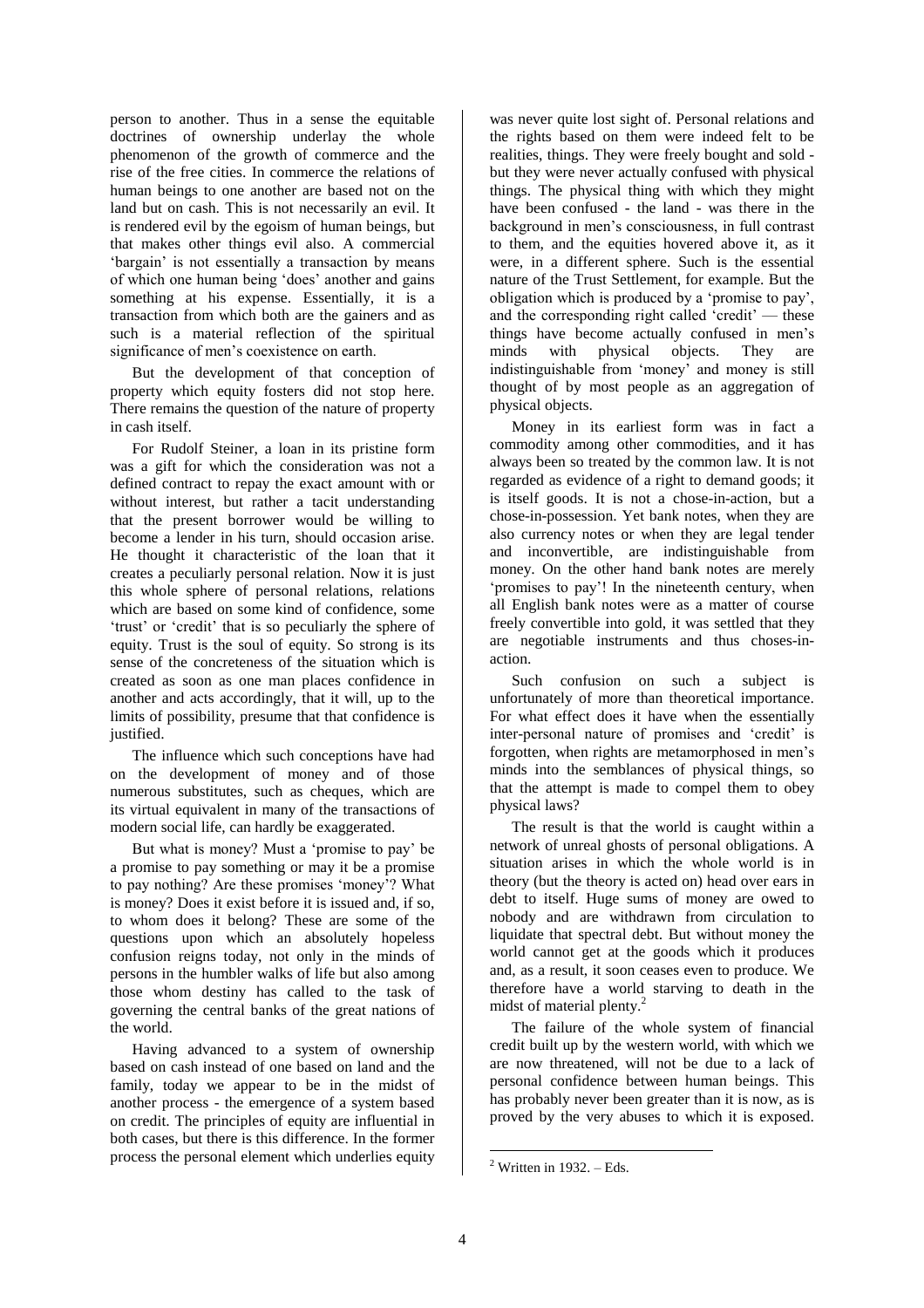person to another. Thus in a sense the equitable doctrines of ownership underlay the whole phenomenon of the growth of commerce and the rise of the free cities. In commerce the relations of human beings to one another are based not on the land but on cash. This is not necessarily an evil. It is rendered evil by the egoism of human beings, but that makes other things evil also. A commercial 'bargain' is not essentially a transaction by means of which one human being 'does' another and gains something at his expense. Essentially, it is a transaction from which both are the gainers and as such is a material reflection of the spiritual significance of men's coexistence on earth.

But the development of that conception of property which equity fosters did not stop here. There remains the question of the nature of property in cash itself.

For Rudolf Steiner, a loan in its pristine form was a gift for which the consideration was not a defined contract to repay the exact amount with or without interest, but rather a tacit understanding that the present borrower would be willing to become a lender in his turn, should occasion arise. He thought it characteristic of the loan that it creates a peculiarly personal relation. Now it is just this whole sphere of personal relations, relations which are based on some kind of confidence, some 'trust' or 'credit' that is so peculiarly the sphere of equity. Trust is the soul of equity. So strong is its sense of the concreteness of the situation which is created as soon as one man places confidence in another and acts accordingly, that it will, up to the limits of possibility, presume that that confidence is justified.

The influence which such conceptions have had on the development of money and of those numerous substitutes, such as cheques, which are its virtual equivalent in many of the transactions of modern social life, can hardly be exaggerated.

But what is money? Must a 'promise to pay' be a promise to pay something or may it be a promise to pay nothing? Are these promises 'money'? What is money? Does it exist before it is issued and, if so, to whom does it belong? These are some of the questions upon which an absolutely hopeless confusion reigns today, not only in the minds of persons in the humbler walks of life but also among those whom destiny has called to the task of governing the central banks of the great nations of the world.

Having advanced to a system of ownership based on cash instead of one based on land and the family, today we appear to be in the midst of another process - the emergence of a system based on credit. The principles of equity are influential in both cases, but there is this difference. In the former process the personal element which underlies equity was never quite lost sight of. Personal relations and the rights based on them were indeed felt to be realities, things. They were freely bought and sold - but they were never actually confused with physical things. The physical thing with which they might have been confused - the land - was there in the background in men's consciousness, in full contrast to them, and the equities hovered above it, as it were, in a different sphere. Such is the essential nature of the Trust Settlement, for example. But the obligation which is produced by a 'promise to pay', and the corresponding right called 'credit' — these things have become actually confused in men's minds with physical objects. They are indistinguishable from 'money' and money is still thought of by most people as an aggregation of physical objects.

Money in its earliest form was in fact a commodity among other commodities, and it has always been so treated by the common law. It is not regarded as evidence of a right to demand goods; it is itself goods. It is not a chose-in-action, but a chose-in-possession. Yet bank notes, when they are also currency notes or when they are legal tender and inconvertible, are indistinguishable from money. On the other hand bank notes are merely 'promises to pay'! In the nineteenth century, when all English bank notes were as a matter of course freely convertible into gold, it was settled that they are negotiable instruments and thus choses-in-action.

Such confusion on such a subject is unfortunately of more than theoretical importance. For what effect does it have when the essentially inter-personal nature of promises and 'credit' is forgotten, when rights are metamorphosed in men's minds into the semblances of physical things, so that the attempt is made to compel them to obey physical laws?

The result is that the world is caught within a network of unreal ghosts of personal obligations. A situation arises in which the whole world is in theory (but the theory is acted on) head over ears in debt to itself. Huge sums of money are owed to nobody and are withdrawn from circulation to liquidate that spectral debt. But without money the world cannot get at the goods which it produces and, as a result, it soon ceases even to produce. We therefore have a world starving to death in the midst of material plenty.[2]

The failure of the whole system of financial credit built up by the western world, with which we are now threatened, will not be due to a lack of personal confidence between human beings. This has probably never been greater than it is now, as is proved by the very abuses to which it is exposed.

[2] Written in 1932. – Eds.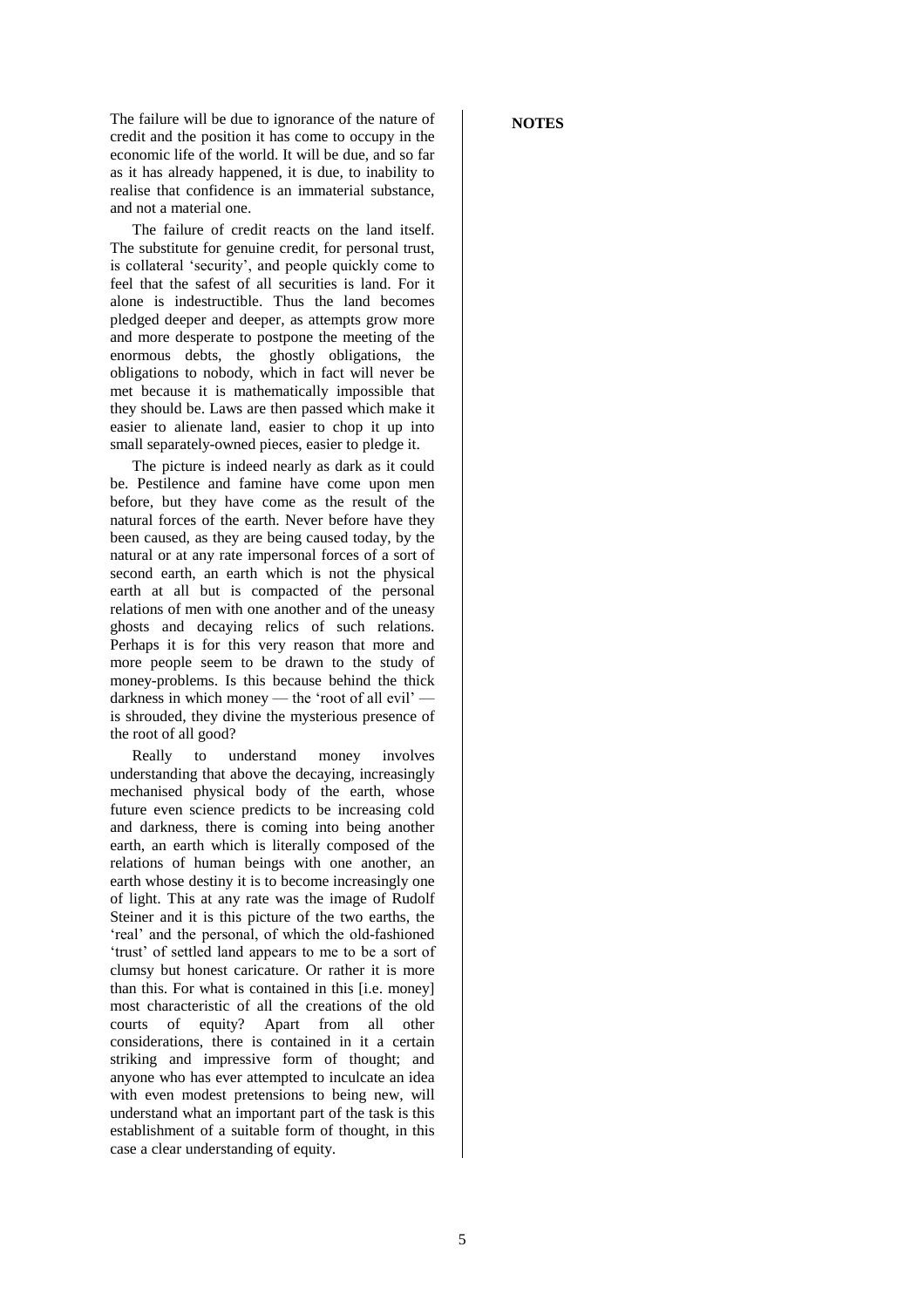The failure will be due to ignorance of the nature of credit and the position it has come to occupy in the economic life of the world. It will be due, and so far as it has already happened, it is due, to inability to realise that confidence is an immaterial substance, and not a material one.

The failure of credit reacts on the land itself. The substitute for genuine credit, for personal trust, is collateral 'security', and people quickly come to feel that the safest of all securities is land. For it alone is indestructible. Thus the land becomes pledged deeper and deeper, as attempts grow more and more desperate to postpone the meeting of the enormous debts, the ghostly obligations, the obligations to nobody, which in fact will never be met because it is mathematically impossible that they should be. Laws are then passed which make it easier to alienate land, easier to chop it up into small separately-owned pieces, easier to pledge it.

The picture is indeed nearly as dark as it could be. Pestilence and famine have come upon men before, but they have come as the result of the natural forces of the earth. Never before have they been caused, as they are being caused today, by the natural or at any rate impersonal forces of a sort of second earth, an earth which is not the physical earth at all but is compacted of the personal relations of men with one another and of the uneasy ghosts and decaying relics of such relations. Perhaps it is for this very reason that more and more people seem to be drawn to the study of money-problems. Is this because behind the thick darkness in which money — the 'root of all evil' — is shrouded, they divine the mysterious presence of the root of all good?

Really to understand money involves understanding that above the decaying, increasingly mechanised physical body of the earth, whose future even science predicts to be increasing cold and darkness, there is coming into being another earth, an earth which is literally composed of the relations of human beings with one another, an earth whose destiny it is to become increasingly one of light. This at any rate was the image of Rudolf Steiner and it is this picture of the two earths, the 'real' and the personal, of which the old-fashioned 'trust' of settled land appears to me to be a sort of clumsy but honest caricature. Or rather it is more than this. For what is contained in this [i.e. money] most characteristic of all the creations of the old courts of equity? Apart from all other considerations, there is contained in it a certain striking and impressive form of thought; and anyone who has ever attempted to inculcate an idea with even modest pretensions to being new, will understand what an important part of the task is this establishment of a suitable form of thought, in this case a clear understanding of equity.

**NOTES**